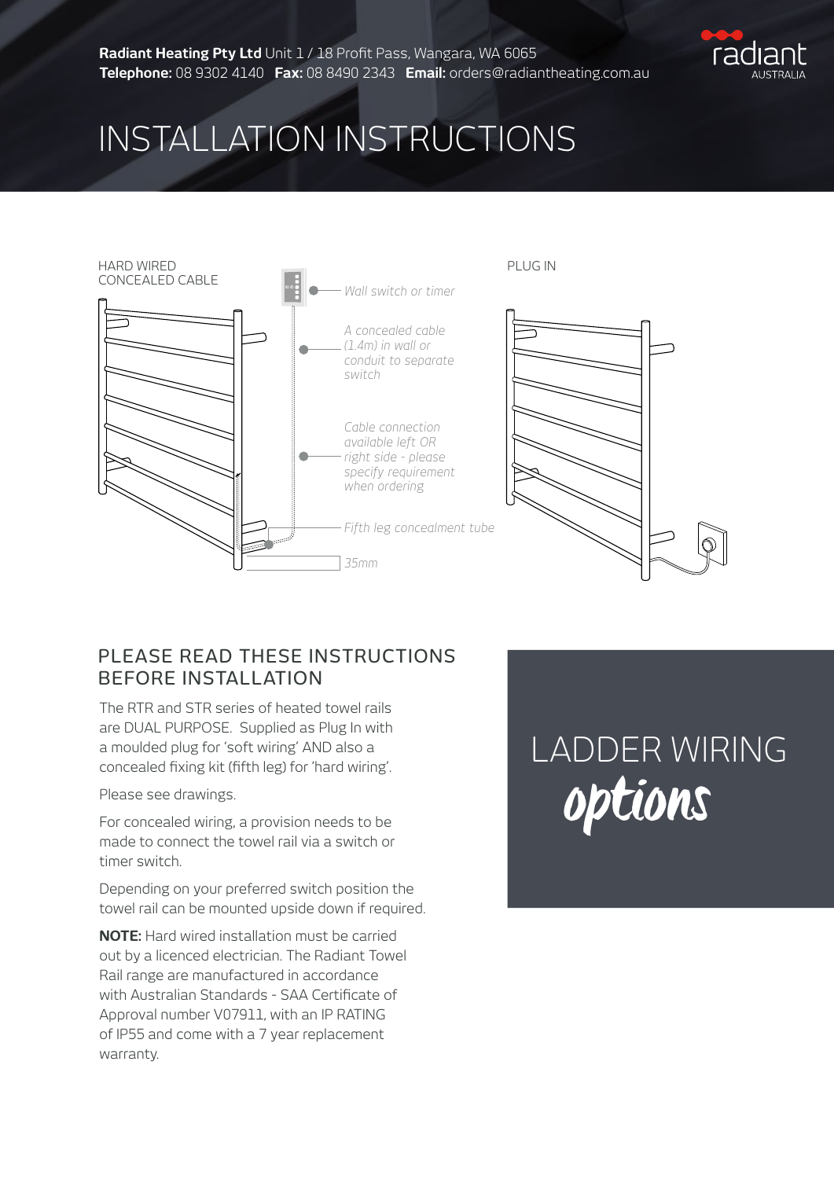**Radiant Heating Pty Ltd** Unit 1 / 18 Profit Pass, Wangara, WA 6065
**Telephone:** 08 9302 4140 **Fax:** 08 8490 2343 **Email:** orders@radiantheating.com.au

radiant AUSTRALIA

# INSTALLATION INSTRUCTIONS

HARD WIRED CONCEALED CABLE

*Wall switch or timer*

*A concealed cable (1.4m) in wall or conduit to separate switch*

*Cable connection available left OR right side - please specify requirement when ordering*

*Fifth leg concealment tube*

*35mm*

PLUG IN

## PLEASE READ THESE INSTRUCTIONS BEFORE INSTALLATION

The RTR and STR series of heated towel rails are DUAL PURPOSE. Supplied as Plug In with a moulded plug for 'soft wiring' AND also a concealed fixing kit (fifth leg) for 'hard wiring'.

Please see drawings.

For concealed wiring, a provision needs to be made to connect the towel rail via a switch or timer switch.

Depending on your preferred switch position the towel rail can be mounted upside down if required.

**NOTE:** Hard wired installation must be carried out by a licenced electrician. The Radiant Towel Rail range are manufactured in accordance with Australian Standards - SAA Certificate of Approval number V07911, with an IP RATING of IP55 and come with a 7 year replacement warranty.

## LADDER WIRING *options*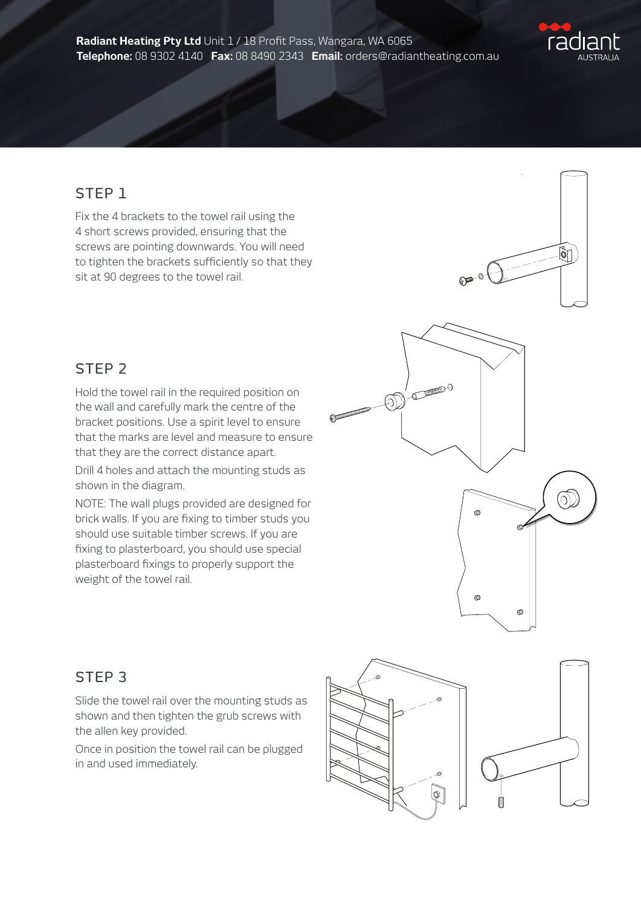**Radiant Heating Pty Ltd** Unit 1 / 18 Profit Pass, Wangara, WA 6065
**Telephone:** 08 9302 4140 **Fax:** 08 8490 2343 **Email:** orders@radiantheating.com.au

## STEP 1

Fix the 4 brackets to the towel rail using the 4 short screws provided, ensuring that the screws are pointing downwards. You will need to tighten the brackets sufficiently so that they sit at 90 degrees to the towel rail.

## STEP 2

Hold the towel rail in the required position on the wall and carefully mark the centre of the bracket positions. Use a spirit level to ensure that the marks are level and measure to ensure that they are the correct distance apart.

Drill 4 holes and attach the mounting studs as shown in the diagram.

NOTE: The wall plugs provided are designed for brick walls. If you are fixing to timber studs you should use suitable timber screws. If you are fixing to plasterboard, you should use special plasterboard fixings to properly support the weight of the towel rail.

## STEP 3

Slide the towel rail over the mounting studs as shown and then tighten the grub screws with the allen key provided.

Once in position the towel rail can be plugged in and used immediately.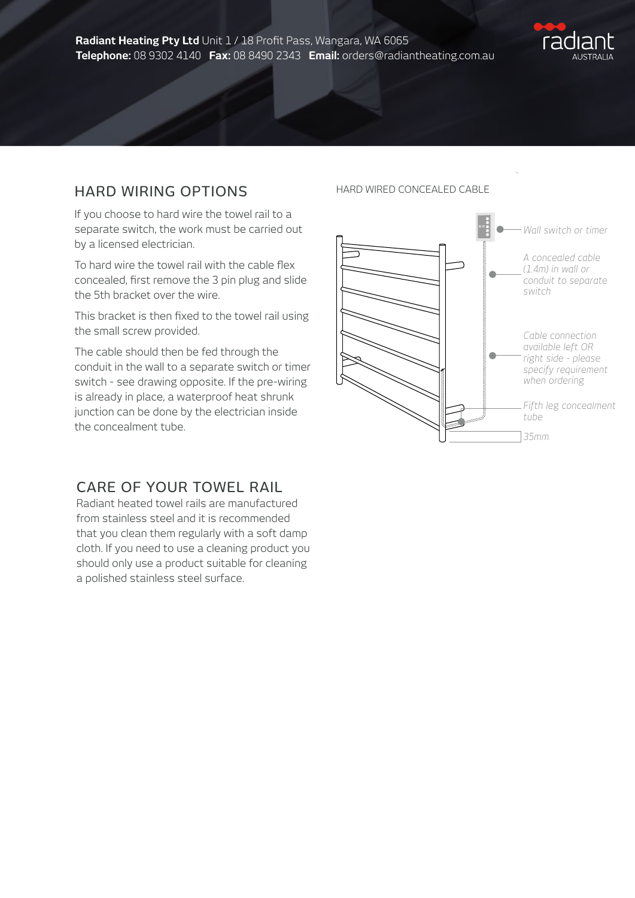**Radiant Heating Pty Ltd** Unit 1 / 18 Profit Pass, Wangara, WA 6065
**Telephone:** 08 9302 4140 **Fax:** 08 8490 2343 **Email:** orders@radiantheating.com.au

## HARD WIRING OPTIONS

If you choose to hard wire the towel rail to a separate switch, the work must be carried out by a licensed electrician.

To hard wire the towel rail with the cable flex concealed, first remove the 3 pin plug and slide the 5th bracket over the wire.

This bracket is then fixed to the towel rail using the small screw provided.

The cable should then be fed through the conduit in the wall to a separate switch or timer switch - see drawing opposite. If the pre-wiring is already in place, a waterproof heat shrunk junction can be done by the electrician inside the concealment tube.

HARD WIRED CONCEALED CABLE

*Wall switch or timer*

*A concealed cable (1.4m) in wall or conduit to separate switch*

*Cable connection available left OR right side - please specify requirement when ordering*

*Fifth leg concealment tube*

*35mm*

## CARE OF YOUR TOWEL RAIL

Radiant heated towel rails are manufactured from stainless steel and it is recommended that you clean them regularly with a soft damp cloth. If you need to use a cleaning product you should only use a product suitable for cleaning a polished stainless steel surface.